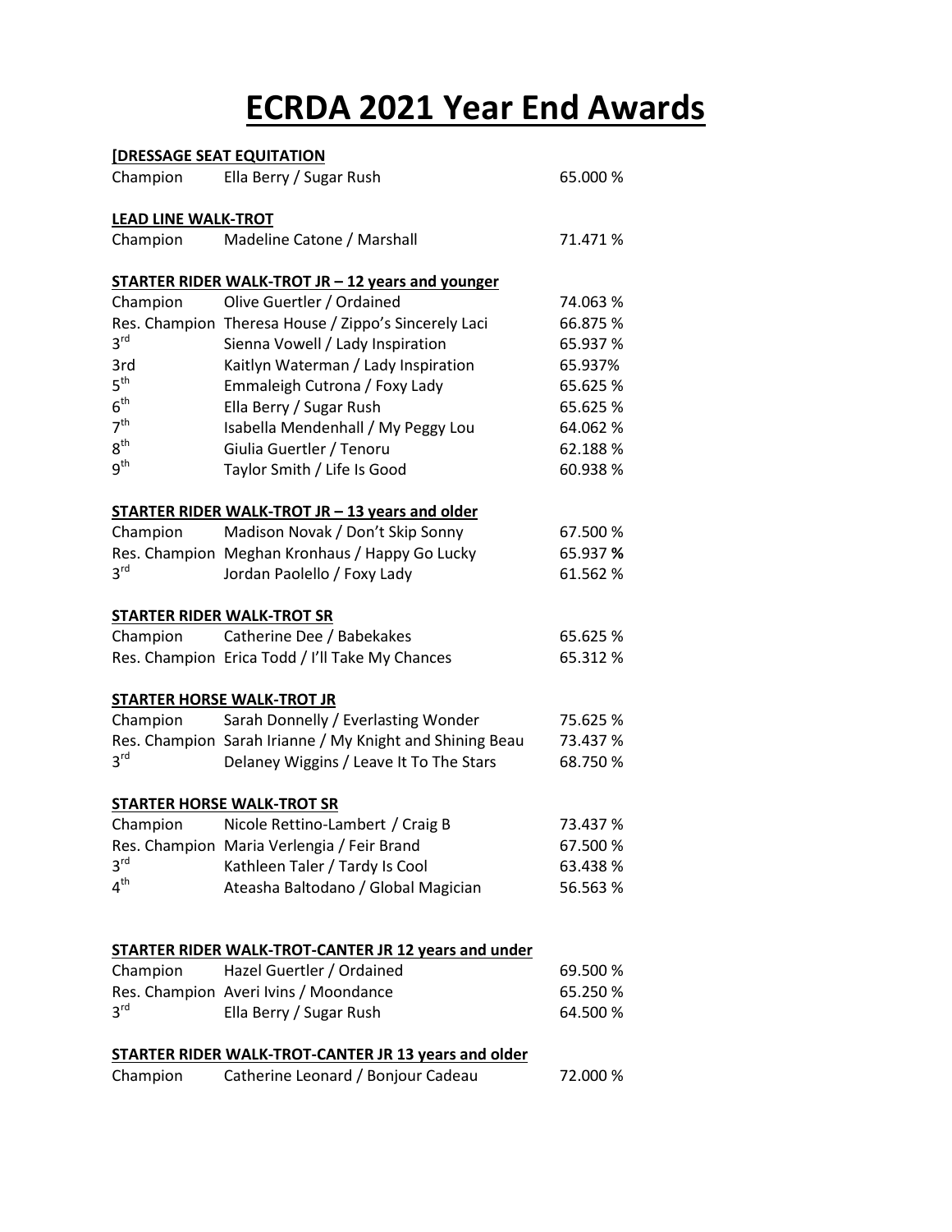# ECRDA 2021 Year End Awards

**[DRESSAGE SEAT EQUITATION**

| | | |
|---|---|---|
| Champion | Ella Berry / Sugar Rush | 65.000 % |

**LEAD LINE WALK-TROT**

| | | |
|---|---|---|
| Champion | Madeline Catone / Marshall | 71.471 % |

**STARTER RIDER WALK-TROT JR – 12 years and younger**

| | | |
|---|---|---|
| Champion | Olive Guertler / Ordained | 74.063 % |
| Res. Champion | Theresa House / Zippo's Sincerely Laci | 66.875 % |
| 3rd | Sienna Vowell / Lady Inspiration | 65.937 % |
| 3rd | Kaitlyn Waterman / Lady Inspiration | 65.937% |
| 5th | Emmaleigh Cutrona / Foxy Lady | 65.625 % |
| 6th | Ella Berry / Sugar Rush | 65.625 % |
| 7th | Isabella Mendenhall / My Peggy Lou | 64.062 % |
| 8th | Giulia Guertler / Tenoru | 62.188 % |
| 9th | Taylor Smith / Life Is Good | 60.938 % |

**STARTER RIDER WALK-TROT JR – 13 years and older**

| | | |
|---|---|---|
| Champion | Madison Novak / Don't Skip Sonny | 67.500 % |
| Res. Champion | Meghan Kronhaus / Happy Go Lucky | 65.937 **%** |
| 3rd | Jordan Paolello / Foxy Lady | 61.562 % |

**STARTER RIDER WALK-TROT SR**

| | | |
|---|---|---|
| Champion | Catherine Dee / Babekakes | 65.625 % |
| Res. Champion | Erica Todd / I'll Take My Chances | 65.312 % |

**STARTER HORSE WALK-TROT JR**

| | | |
|---|---|---|
| Champion | Sarah Donnelly / Everlasting Wonder | 75.625 % |
| Res. Champion | Sarah Irianne / My Knight and Shining Beau | 73.437 % |
| 3rd | Delaney Wiggins / Leave It To The Stars | 68.750 % |

**STARTER HORSE WALK-TROT SR**

| | | |
|---|---|---|
| Champion | Nicole Rettino-Lambert / Craig B | 73.437 % |
| Res. Champion | Maria Verlengia / Feir Brand | 67.500 % |
| 3rd | Kathleen Taler / Tardy Is Cool | 63.438 % |
| 4th | Ateasha Baltodano / Global Magician | 56.563 % |

**STARTER RIDER WALK-TROT-CANTER JR 12 years and under**

| | | |
|---|---|---|
| Champion | Hazel Guertler / Ordained | 69.500 % |
| Res. Champion | Averi Ivins / Moondance | 65.250 % |
| 3rd | Ella Berry / Sugar Rush | 64.500 % |

**STARTER RIDER WALK-TROT-CANTER JR 13 years and older**

| | | |
|---|---|---|
| Champion | Catherine Leonard / Bonjour Cadeau | 72.000 % |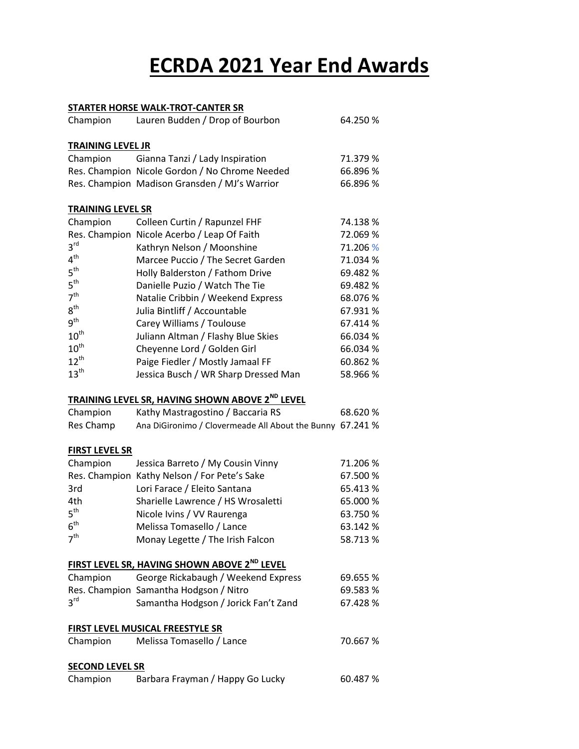# ECRDA 2021 Year End Awards

**STARTER HORSE WALK-TROT-CANTER SR**

| | | |
|---|---|---|
| Champion | Lauren Budden / Drop of Bourbon | 64.250 % |

**TRAINING LEVEL JR**

| | | |
|---|---|---|
| Champion | Gianna Tanzi / Lady Inspiration | 71.379 % |
| Res. Champion | Nicole Gordon / No Chrome Needed | 66.896 % |
| Res. Champion | Madison Gransden / MJ's Warrior | 66.896 % |

**TRAINING LEVEL SR**

| | | |
|---|---|---|
| Champion | Colleen Curtin / Rapunzel FHF | 74.138 % |
| Res. Champion | Nicole Acerbo / Leap Of Faith | 72.069 % |
| 3rd | Kathryn Nelson / Moonshine | 71.206 % |
| 4th | Marcee Puccio / The Secret Garden | 71.034 % |
| 5th | Holly Balderston / Fathom Drive | 69.482 % |
| 5th | Danielle Puzio / Watch The Tie | 69.482 % |
| 7th | Natalie Cribbin / Weekend Express | 68.076 % |
| 8th | Julia Bintliff / Accountable | 67.931 % |
| 9th | Carey Williams / Toulouse | 67.414 % |
| 10th | Juliann Altman / Flashy Blue Skies | 66.034 % |
| 10th | Cheyenne Lord / Golden Girl | 66.034 % |
| 12th | Paige Fiedler / Mostly Jamaal FF | 60.862 % |
| 13th | Jessica Busch / WR Sharp Dressed Man | 58.966 % |

**TRAINING LEVEL SR, HAVING SHOWN ABOVE 2ND LEVEL**

| | | |
|---|---|---|
| Champion | Kathy Mastragostino / Baccaria RS | 68.620 % |
| Res Champ | Ana DiGironimo / Clovermeade All About the Bunny | 67.241 % |

**FIRST LEVEL SR**

| | | |
|---|---|---|
| Champion | Jessica Barreto / My Cousin Vinny | 71.206 % |
| Res. Champion | Kathy Nelson / For Pete's Sake | 67.500 % |
| 3rd | Lori Farace / Eleito Santana | 65.413 % |
| 4th | Sharielle Lawrence / HS Wrosaletti | 65.000 % |
| 5th | Nicole Ivins / VV Raurenga | 63.750 % |
| 6th | Melissa Tomasello / Lance | 63.142 % |
| 7th | Monay Legette / The Irish Falcon | 58.713 % |

**FIRST LEVEL SR, HAVING SHOWN ABOVE 2ND LEVEL**

| | | |
|---|---|---|
| Champion | George Rickabaugh / Weekend Express | 69.655 % |
| Res. Champion | Samantha Hodgson / Nitro | 69.583 % |
| 3rd | Samantha Hodgson / Jorick Fan't Zand | 67.428 % |

**FIRST LEVEL MUSICAL FREESTYLE SR**

| | | |
|---|---|---|
| Champion | Melissa Tomasello / Lance | 70.667 % |

**SECOND LEVEL SR**

| | | |
|---|---|---|
| Champion | Barbara Frayman / Happy Go Lucky | 60.487 % |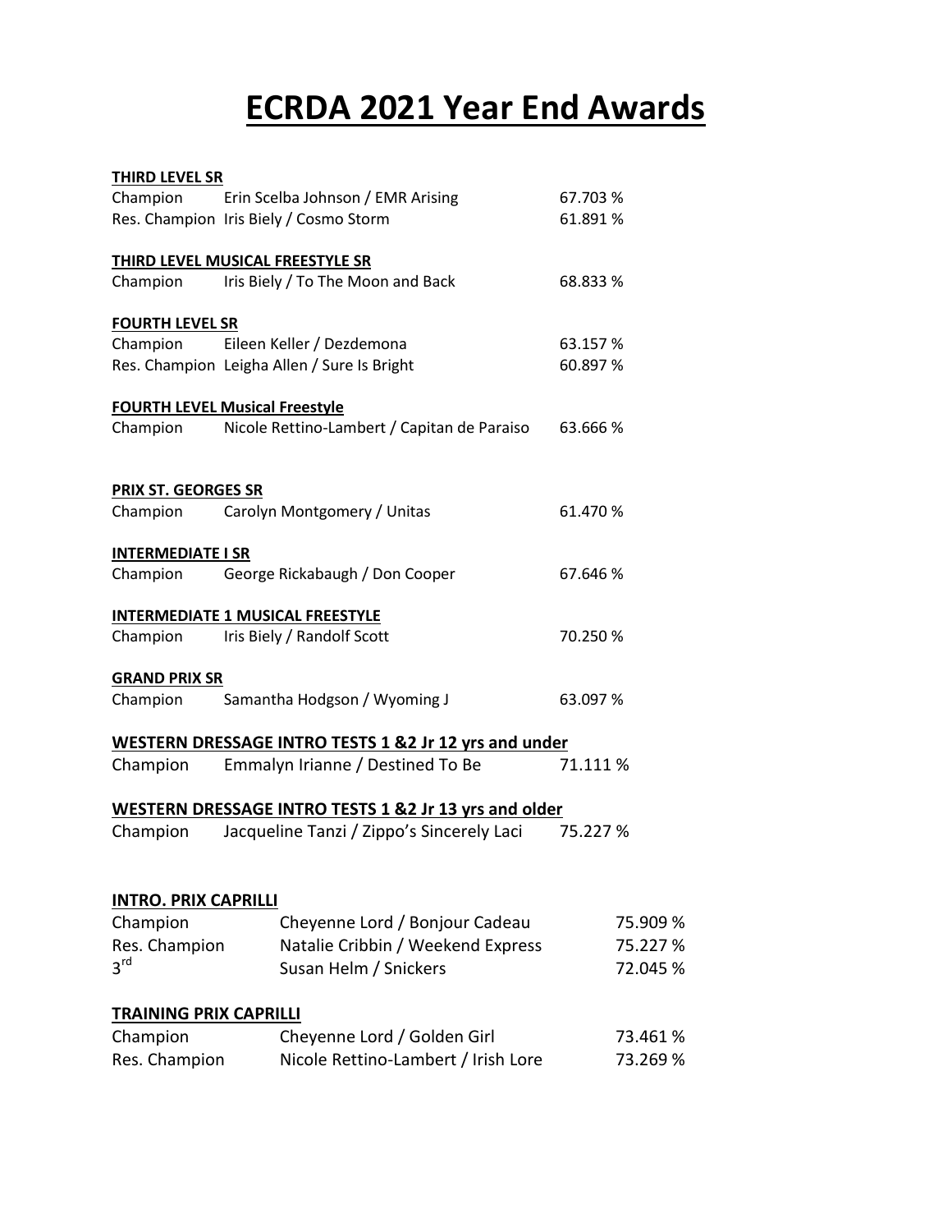# ECRDA 2021 Year End Awards

**THIRD LEVEL SR**

| | | |
|---|---|---|
| Champion | Erin Scelba Johnson / EMR Arising | 67.703 % |
| Res. Champion | Iris Biely / Cosmo Storm | 61.891 % |

**THIRD LEVEL MUSICAL FREESTYLE SR**

| | | |
|---|---|---|
| Champion | Iris Biely / To The Moon and Back | 68.833 % |

**FOURTH LEVEL SR**

| | | |
|---|---|---|
| Champion | Eileen Keller / Dezdemona | 63.157 % |
| Res. Champion | Leigha Allen / Sure Is Bright | 60.897 % |

**FOURTH LEVEL Musical Freestyle**

| | | |
|---|---|---|
| Champion | Nicole Rettino-Lambert / Capitan de Paraiso | 63.666 % |

**PRIX ST. GEORGES SR**

| | | |
|---|---|---|
| Champion | Carolyn Montgomery / Unitas | 61.470 % |

**INTERMEDIATE I SR**

| | | |
|---|---|---|
| Champion | George Rickabaugh / Don Cooper | 67.646 % |

**INTERMEDIATE 1 MUSICAL FREESTYLE**

| | | |
|---|---|---|
| Champion | Iris Biely / Randolf Scott | 70.250 % |

**GRAND PRIX SR**

| | | |
|---|---|---|
| Champion | Samantha Hodgson / Wyoming J | 63.097 % |

**WESTERN DRESSAGE INTRO TESTS 1 &2 Jr 12 yrs and under**

| | | |
|---|---|---|
| Champion | Emmalyn Irianne / Destined To Be | 71.111 % |

**WESTERN DRESSAGE INTRO TESTS 1 &2 Jr 13 yrs and older**

| | | |
|---|---|---|
| Champion | Jacqueline Tanzi / Zippo's Sincerely Laci | 75.227 % |

**INTRO. PRIX CAPRILLI**

| | | |
|---|---|---|
| Champion | Cheyenne Lord / Bonjour Cadeau | 75.909 % |
| Res. Champion | Natalie Cribbin / Weekend Express | 75.227 % |
| 3rd | Susan Helm / Snickers | 72.045 % |

**TRAINING PRIX CAPRILLI**

| | | |
|---|---|---|
| Champion | Cheyenne Lord / Golden Girl | 73.461 % |
| Res. Champion | Nicole Rettino-Lambert / Irish Lore | 73.269 % |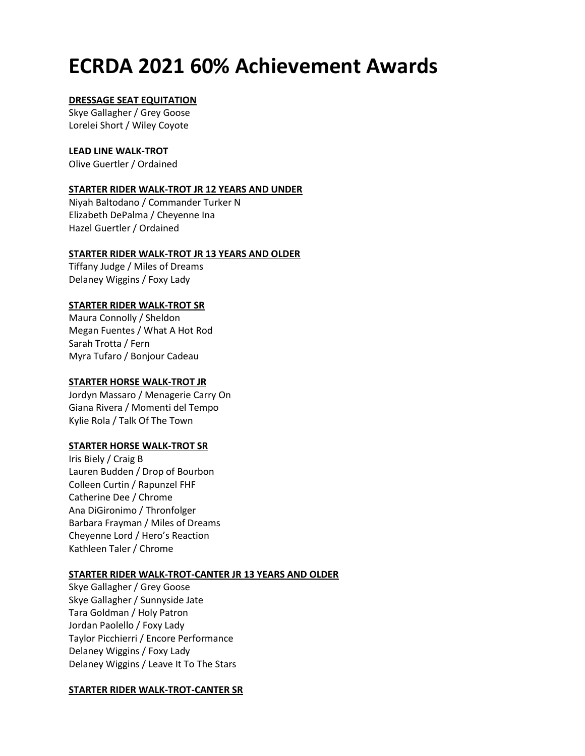# ECRDA 2021 60% Achievement Awards

**DRESSAGE SEAT EQUITATION**

Skye Gallagher / Grey Goose
Lorelei Short / Wiley Coyote

**LEAD LINE WALK-TROT**

Olive Guertler / Ordained

**STARTER RIDER WALK-TROT JR 12 YEARS AND UNDER**

Niyah Baltodano / Commander Turker N
Elizabeth DePalma / Cheyenne Ina
Hazel Guertler / Ordained

**STARTER RIDER WALK-TROT JR 13 YEARS AND OLDER**

Tiffany Judge / Miles of Dreams
Delaney Wiggins / Foxy Lady

**STARTER RIDER WALK-TROT SR**

Maura Connolly / Sheldon
Megan Fuentes / What A Hot Rod
Sarah Trotta / Fern
Myra Tufaro / Bonjour Cadeau

**STARTER HORSE WALK-TROT JR**

Jordyn Massaro / Menagerie Carry On
Giana Rivera / Momenti del Tempo
Kylie Rola / Talk Of The Town

**STARTER HORSE WALK-TROT SR**

Iris Biely / Craig B
Lauren Budden / Drop of Bourbon
Colleen Curtin / Rapunzel FHF
Catherine Dee / Chrome
Ana DiGironimo / Thronfolger
Barbara Frayman / Miles of Dreams
Cheyenne Lord / Hero's Reaction
Kathleen Taler / Chrome

**STARTER RIDER WALK-TROT-CANTER JR 13 YEARS AND OLDER**

Skye Gallagher / Grey Goose
Skye Gallagher / Sunnyside Jate
Tara Goldman / Holy Patron
Jordan Paolello / Foxy Lady
Taylor Picchierri / Encore Performance
Delaney Wiggins / Foxy Lady
Delaney Wiggins / Leave It To The Stars

**STARTER RIDER WALK-TROT-CANTER SR**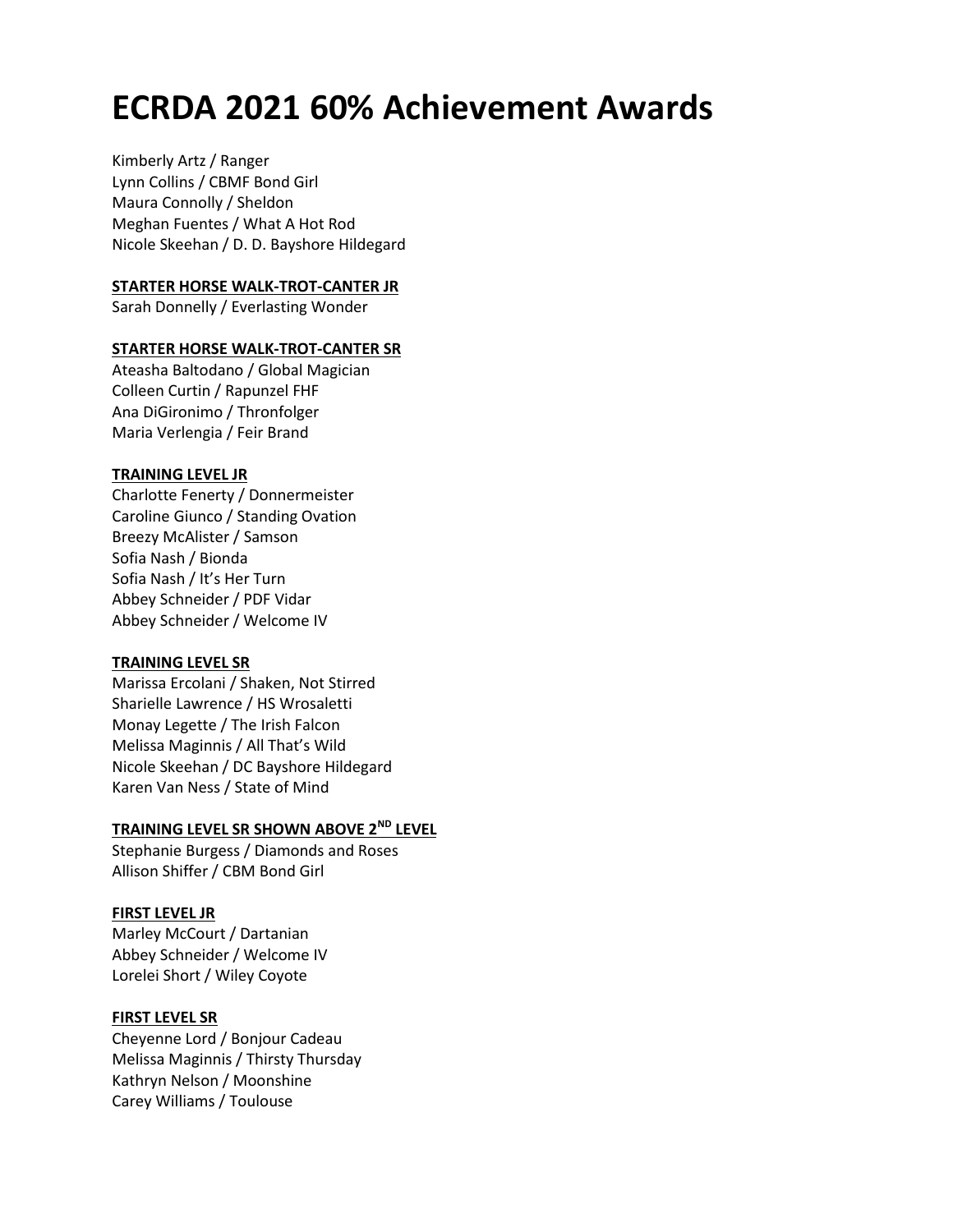# ECRDA 2021 60% Achievement Awards

Kimberly Artz / Ranger
Lynn Collins / CBMF Bond Girl
Maura Connolly / Sheldon
Meghan Fuentes / What A Hot Rod
Nicole Skeehan / D. D. Bayshore Hildegard

**STARTER HORSE WALK-TROT-CANTER JR**

Sarah Donnelly / Everlasting Wonder

**STARTER HORSE WALK-TROT-CANTER SR**

Ateasha Baltodano / Global Magician
Colleen Curtin / Rapunzel FHF
Ana DiGironimo / Thronfolger
Maria Verlengia / Feir Brand

**TRAINING LEVEL JR**

Charlotte Fenerty / Donnermeister
Caroline Giunco / Standing Ovation
Breezy McAlister / Samson
Sofia Nash / Bionda
Sofia Nash / It's Her Turn
Abbey Schneider / PDF Vidar
Abbey Schneider / Welcome IV

**TRAINING LEVEL SR**

Marissa Ercolani / Shaken, Not Stirred
Sharielle Lawrence / HS Wrosaletti
Monay Legette / The Irish Falcon
Melissa Maginnis / All That's Wild
Nicole Skeehan / DC Bayshore Hildegard
Karen Van Ness / State of Mind

**TRAINING LEVEL SR SHOWN ABOVE 2ND LEVEL**

Stephanie Burgess / Diamonds and Roses
Allison Shiffer / CBM Bond Girl

**FIRST LEVEL JR**

Marley McCourt / Dartanian
Abbey Schneider / Welcome IV
Lorelei Short / Wiley Coyote

**FIRST LEVEL SR**

Cheyenne Lord / Bonjour Cadeau
Melissa Maginnis / Thirsty Thursday
Kathryn Nelson / Moonshine
Carey Williams / Toulouse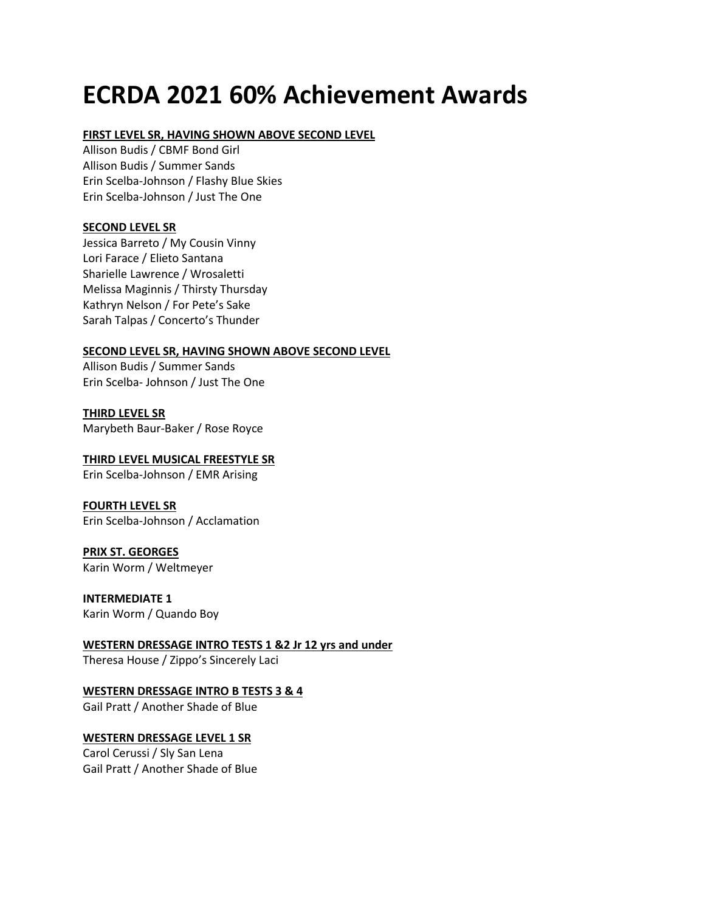# ECRDA 2021 60% Achievement Awards

**FIRST LEVEL SR, HAVING SHOWN ABOVE SECOND LEVEL**

Allison Budis / CBMF Bond Girl
Allison Budis / Summer Sands
Erin Scelba-Johnson / Flashy Blue Skies
Erin Scelba-Johnson / Just The One

**SECOND LEVEL SR**

Jessica Barreto / My Cousin Vinny
Lori Farace / Elieto Santana
Sharielle Lawrence / Wrosaletti
Melissa Maginnis / Thirsty Thursday
Kathryn Nelson / For Pete's Sake
Sarah Talpas / Concerto's Thunder

**SECOND LEVEL SR, HAVING SHOWN ABOVE SECOND LEVEL**

Allison Budis / Summer Sands
Erin Scelba- Johnson / Just The One

**THIRD LEVEL SR**

Marybeth Baur-Baker / Rose Royce

**THIRD LEVEL MUSICAL FREESTYLE SR**

Erin Scelba-Johnson / EMR Arising

**FOURTH LEVEL SR**

Erin Scelba-Johnson / Acclamation

**PRIX ST. GEORGES**

Karin Worm / Weltmeyer

**INTERMEDIATE 1**

Karin Worm / Quando Boy

**WESTERN DRESSAGE INTRO TESTS 1 &2 Jr 12 yrs and under**

Theresa House / Zippo's Sincerely Laci

**WESTERN DRESSAGE INTRO B TESTS 3 & 4**

Gail Pratt / Another Shade of Blue

**WESTERN DRESSAGE LEVEL 1 SR**

Carol Cerussi / Sly San Lena
Gail Pratt / Another Shade of Blue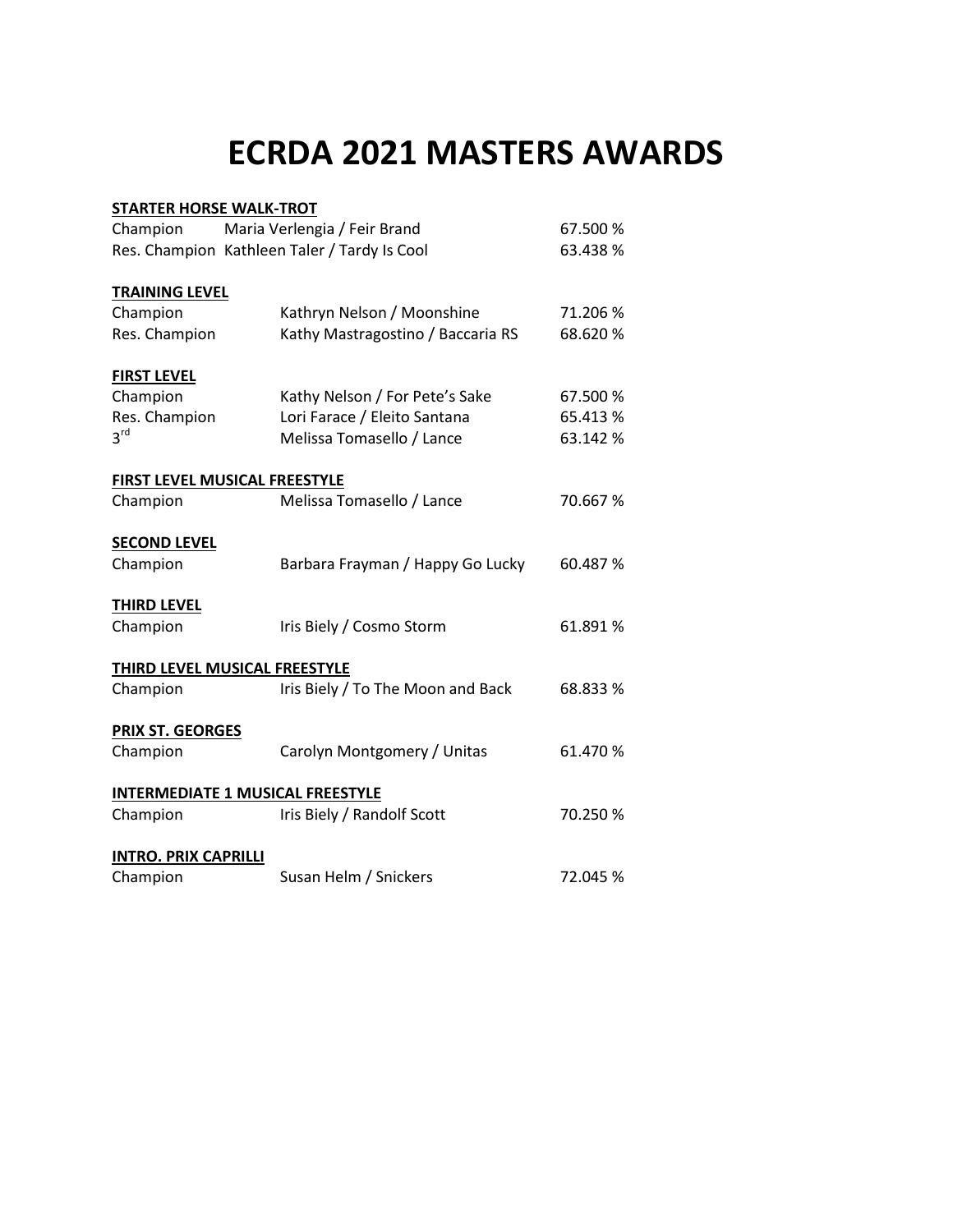# ECRDA 2021 MASTERS AWARDS

**STARTER HORSE WALK-TROT**

| | | |
|---|---|---|
| Champion | Maria Verlengia / Feir Brand | 67.500 % |
| Res. Champion | Kathleen Taler / Tardy Is Cool | 63.438 % |

**TRAINING LEVEL**

| | | |
|---|---|---|
| Champion | Kathryn Nelson / Moonshine | 71.206 % |
| Res. Champion | Kathy Mastragostino / Baccaria RS | 68.620 % |

**FIRST LEVEL**

| | | |
|---|---|---|
| Champion | Kathy Nelson / For Pete's Sake | 67.500 % |
| Res. Champion | Lori Farace / Eleito Santana | 65.413 % |
| 3rd | Melissa Tomasello / Lance | 63.142 % |

**FIRST LEVEL MUSICAL FREESTYLE**

| | | |
|---|---|---|
| Champion | Melissa Tomasello / Lance | 70.667 % |

**SECOND LEVEL**

| | | |
|---|---|---|
| Champion | Barbara Frayman / Happy Go Lucky | 60.487 % |

**THIRD LEVEL**

| | | |
|---|---|---|
| Champion | Iris Biely / Cosmo Storm | 61.891 % |

**THIRD LEVEL MUSICAL FREESTYLE**

| | | |
|---|---|---|
| Champion | Iris Biely / To The Moon and Back | 68.833 % |

**PRIX ST. GEORGES**

| | | |
|---|---|---|
| Champion | Carolyn Montgomery / Unitas | 61.470 % |

**INTERMEDIATE 1 MUSICAL FREESTYLE**

| | | |
|---|---|---|
| Champion | Iris Biely / Randolf Scott | 70.250 % |

**INTRO. PRIX CAPRILLI**

| | | |
|---|---|---|
| Champion | Susan Helm / Snickers | 72.045 % |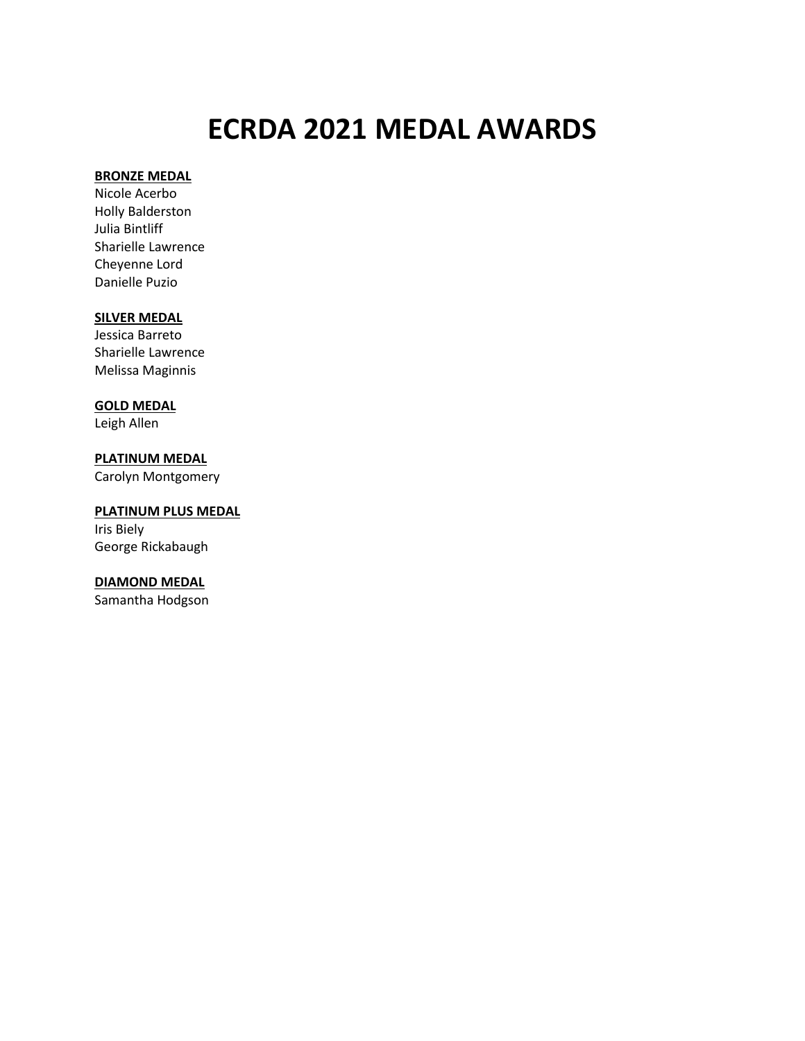# ECRDA 2021 MEDAL AWARDS

**BRONZE MEDAL**

Nicole Acerbo
Holly Balderston
Julia Bintliff
Sharielle Lawrence
Cheyenne Lord
Danielle Puzio

**SILVER MEDAL**

Jessica Barreto
Sharielle Lawrence
Melissa Maginnis

**GOLD MEDAL**

Leigh Allen

**PLATINUM MEDAL**

Carolyn Montgomery

**PLATINUM PLUS MEDAL**

Iris Biely
George Rickabaugh

**DIAMOND MEDAL**

Samantha Hodgson